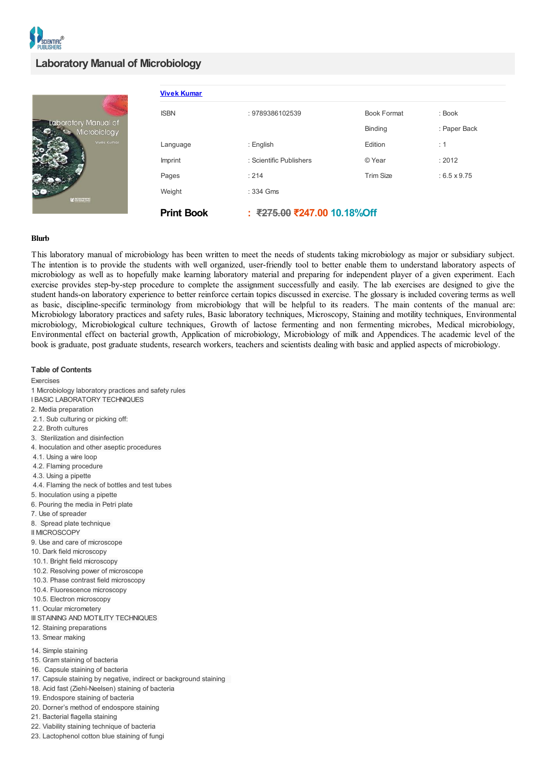# Laboratory Manual of Microbiology

**Vivek Kumar**

| | | | |
|---|---|---|---|
| ISBN | : 9789386102539 | Book Format | : Book |
| | | Binding | : Paper Back |
| Language | : English | Edition | : 1 |
| Imprint | : Scientific Publishers | © Year | : 2012 |
| Pages | : 214 | Trim Size | : 6.5 x 9.75 |
| Weight | : 334 Gms | | |

**Print Book** : ~~₹275.00~~ ₹247.00 10.18%Off

**Blurb**

This laboratory manual of microbiology has been written to meet the needs of students taking microbiology as major or subsidiary subject. The intention is to provide the students with well organized, user-friendly tool to better enable them to understand laboratory aspects of microbiology as well as to hopefully make learning laboratory material and preparing for independent player of a given experiment. Each exercise provides step-by-step procedure to complete the assignment successfully and easily. The lab exercises are designed to give the student hands-on laboratory experience to better reinforce certain topics discussed in exercise. The glossary is included covering terms as well as basic, discipline-specific terminology from microbiology that will be helpful to its readers. The main contents of the manual are: Microbiology laboratory practices and safety rules, Basic laboratory techniques, Microscopy, Staining and motility techniques, Environmental microbiology, Microbiological culture techniques, Growth of lactose fermenting and non fermenting microbes, Medical microbiology, Environmental effect on bacterial growth, Application of microbiology, Microbiology of milk and Appendices. The academic level of the book is graduate, post graduate students, research workers, teachers and scientists dealing with basic and applied aspects of microbiology.

**Table of Contents**

Exercises
1 Microbiology laboratory practices and safety rules
I BASIC LABORATORY TECHNIQUES
2. Media preparation
2.1. Sub culturing or picking off:
2.2. Broth cultures
3. Sterilization and disinfection
4. Inoculation and other aseptic procedures
4.1. Using a wire loop
4.2. Flaming procedure
4.3. Using a pipette
4.4. Flaming the neck of bottles and test tubes
5. Inoculation using a pipette
6. Pouring the media in Petri plate
7. Use of spreader
8. Spread plate technique
II MICROSCOPY
9. Use and care of microscope
10. Dark field microscopy
10.1. Bright field microscopy
10.2. Resolving power of microscope
10.3. Phase contrast field microscopy
10.4. Fluorescence microscopy
10.5. Electron microscopy
11. Ocular micrometery
III STAINING AND MOTILITY TECHNIQUES
12. Staining preparations
13. Smear making
14. Simple staining
15. Gram staining of bacteria
16. Capsule staining of bacteria
17. Capsule staining by negative, indirect or background staining
18. Acid fast (Ziehl-Neelsen) staining of bacteria
19. Endospore staining of bacteria
20. Dorner's method of endospore staining
21. Bacterial flagella staining
22. Viability staining technique of bacteria
23. Lactophenol cotton blue staining of fungi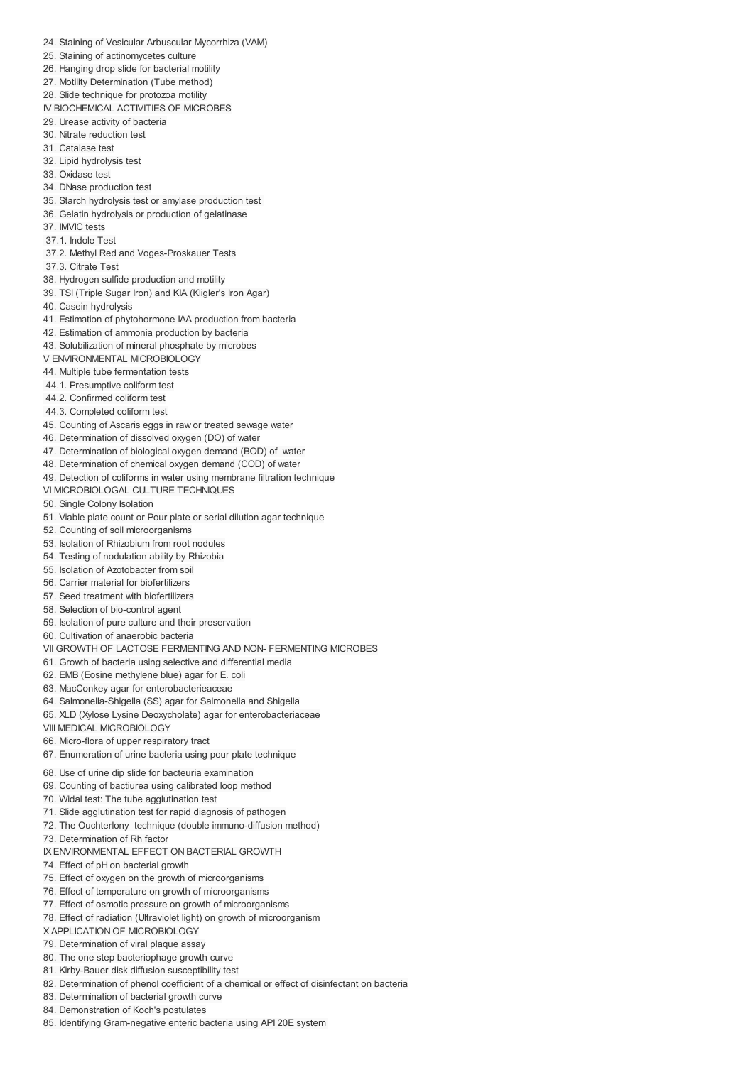24. Staining of Vesicular Arbuscular Mycorrhiza (VAM)
25. Staining of actinomycetes culture
26. Hanging drop slide for bacterial motility
27. Motility Determination (Tube method)
28. Slide technique for protozoa motility

IV BIOCHEMICAL ACTIVITIES OF MICROBES

29. Urease activity of bacteria
30. Nitrate reduction test
31. Catalase test
32. Lipid hydrolysis test
33. Oxidase test
34. DNase production test
35. Starch hydrolysis test or amylase production test
36. Gelatin hydrolysis or production of gelatinase
37. IMVIC tests
 37.1. Indole Test
 37.2. Methyl Red and Voges-Proskauer Tests
 37.3. Citrate Test
38. Hydrogen sulfide production and motility
39. TSI (Triple Sugar Iron) and KIA (Kligler's Iron Agar)
40. Casein hydrolysis
41. Estimation of phytohormone IAA production from bacteria
42. Estimation of ammonia production by bacteria
43. Solubilization of mineral phosphate by microbes

V ENVIRONMENTAL MICROBIOLOGY

44. Multiple tube fermentation tests
 44.1. Presumptive coliform test
 44.2. Confirmed coliform test
 44.3. Completed coliform test
45. Counting of Ascaris eggs in raw or treated sewage water
46. Determination of dissolved oxygen (DO) of water
47. Determination of biological oxygen demand (BOD) of water
48. Determination of chemical oxygen demand (COD) of water
49. Detection of coliforms in water using membrane filtration technique

VI MICROBIOLOGAL CULTURE TECHNIQUES

50. Single Colony Isolation
51. Viable plate count or Pour plate or serial dilution agar technique
52. Counting of soil microorganisms
53. Isolation of Rhizobium from root nodules
54. Testing of nodulation ability by Rhizobia
55. Isolation of Azotobacter from soil
56. Carrier material for biofertilizers
57. Seed treatment with biofertilizers
58. Selection of bio-control agent
59. Isolation of pure culture and their preservation
60. Cultivation of anaerobic bacteria

VII GROWTH OF LACTOSE FERMENTING AND NON- FERMENTING MICROBES

61. Growth of bacteria using selective and differential media
62. EMB (Eosine methylene blue) agar for E. coli
63. MacConkey agar for enterobacterieaceae
64. Salmonella-Shigella (SS) agar for Salmonella and Shigella
65. XLD (Xylose Lysine Deoxycholate) agar for enterobacteriaceae

VIII MEDICAL MICROBIOLOGY

66. Micro-flora of upper respiratory tract
67. Enumeration of urine bacteria using pour plate technique
68. Use of urine dip slide for bacteuria examination
69. Counting of bactiurea using calibrated loop method
70. Widal test: The tube agglutination test
71. Slide agglutination test for rapid diagnosis of pathogen
72. The Ouchterlony technique (double immuno-diffusion method)
73. Determination of Rh factor

IX ENVIRONMENTAL EFFECT ON BACTERIAL GROWTH

74. Effect of pH on bacterial growth
75. Effect of oxygen on the growth of microorganisms
76. Effect of temperature on growth of microorganisms
77. Effect of osmotic pressure on growth of microorganisms
78. Effect of radiation (Ultraviolet light) on growth of microorganism

X APPLICATION OF MICROBIOLOGY

79. Determination of viral plaque assay
80. The one step bacteriophage growth curve
81. Kirby-Bauer disk diffusion susceptibility test
82. Determination of phenol coefficient of a chemical or effect of disinfectant on bacteria
83. Determination of bacterial growth curve
84. Demonstration of Koch's postulates
85. Identifying Gram-negative enteric bacteria using API 20E system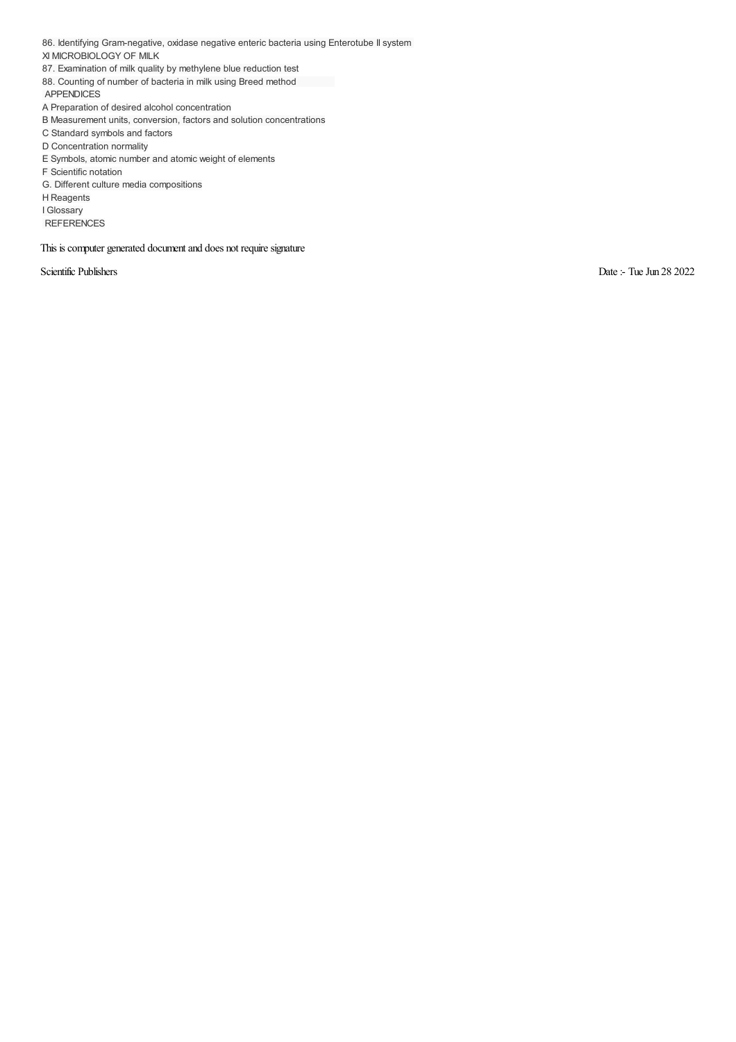86. Identifying Gram-negative, oxidase negative enteric bacteria using Enterotube II system

XI MICROBIOLOGY OF MILK

87. Examination of milk quality by methylene blue reduction test

88. Counting of number of bacteria in milk using Breed method

APPENDICES

A Preparation of desired alcohol concentration

B Measurement units, conversion, factors and solution concentrations

C Standard symbols and factors

D Concentration normality

E Symbols, atomic number and atomic weight of elements

F Scientific notation

G. Different culture media compositions

H Reagents

I Glossary

REFERENCES

This is computer generated document and does not require signature

Scientific Publishers

Date :- Tue Jun 28 2022